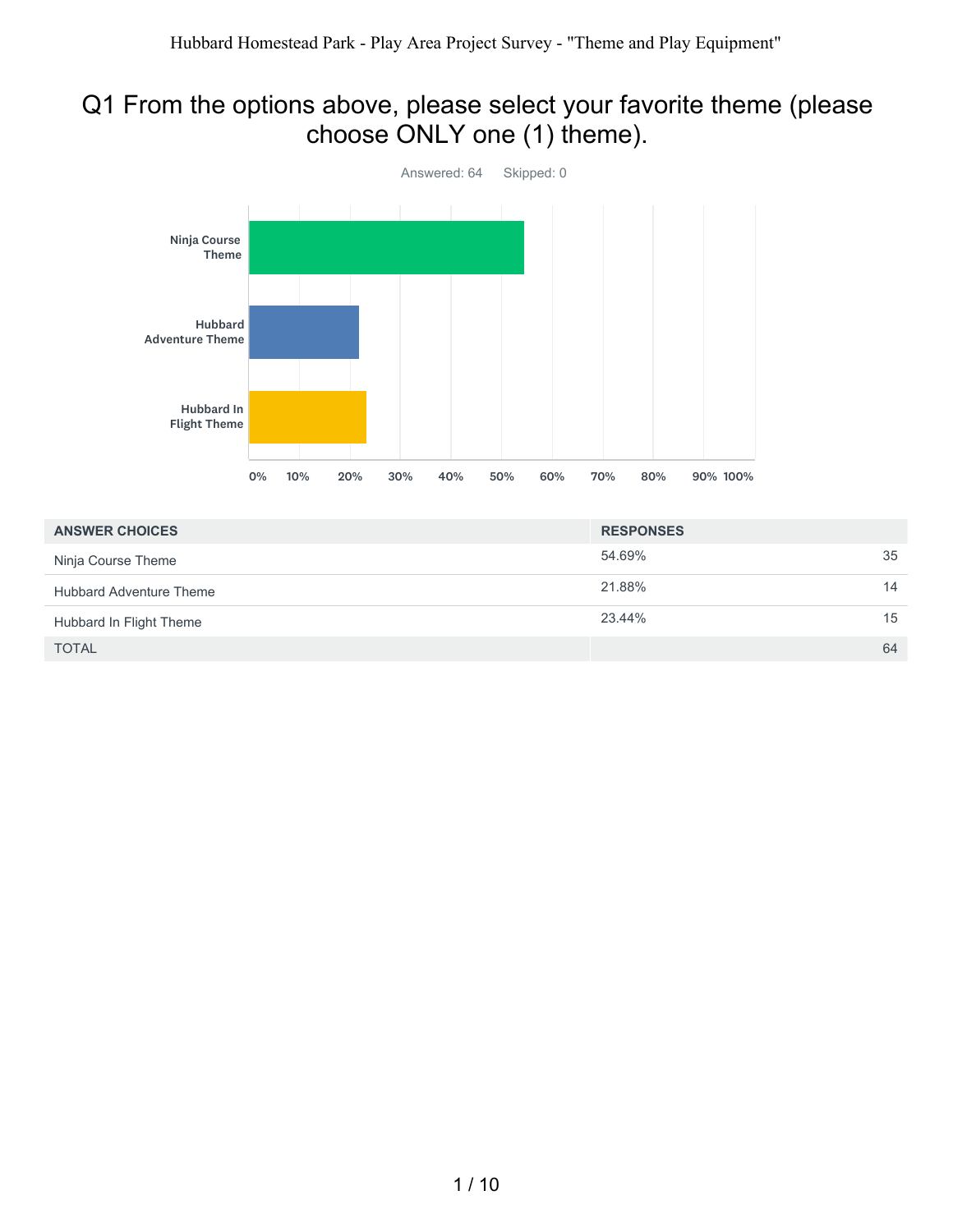Hubbard Homestead Park - Play Area Project Survey - "Theme and Play Equipment"

# Q1 From the options above, please select your favorite theme (please choose ONLY one (1) theme).

Answered: 64 Skipped: 0

| ANSWER CHOICES | RESPONSES | |
|---|---|---|
| Ninja Course Theme | 54.69% | 35 |
| Hubbard Adventure Theme | 21.88% | 14 |
| Hubbard In Flight Theme | 23.44% | 15 |
| TOTAL | | 64 |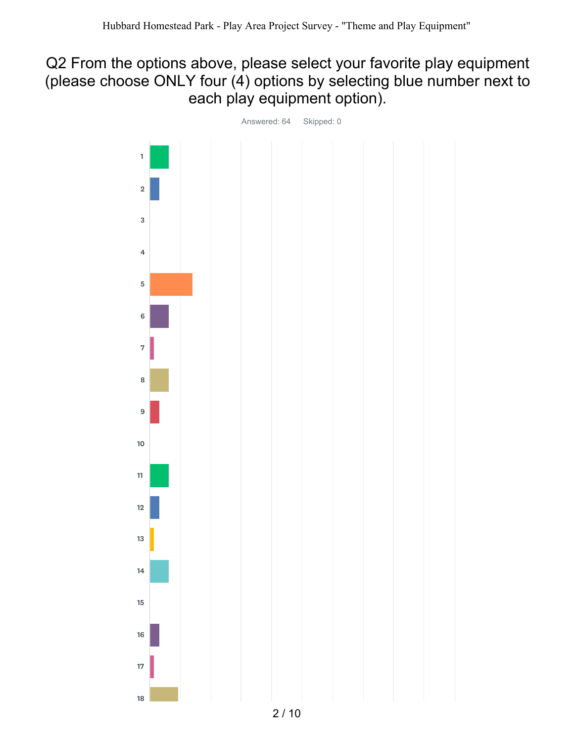# Q2 From the options above, please select your favorite play equipment (please choose ONLY four (4) options by selecting blue number next to each play equipment option).

Answered: 64 Skipped: 0

1
2
3
4
5
6
7
8
9
10
11
12
13
14
15
16
17
18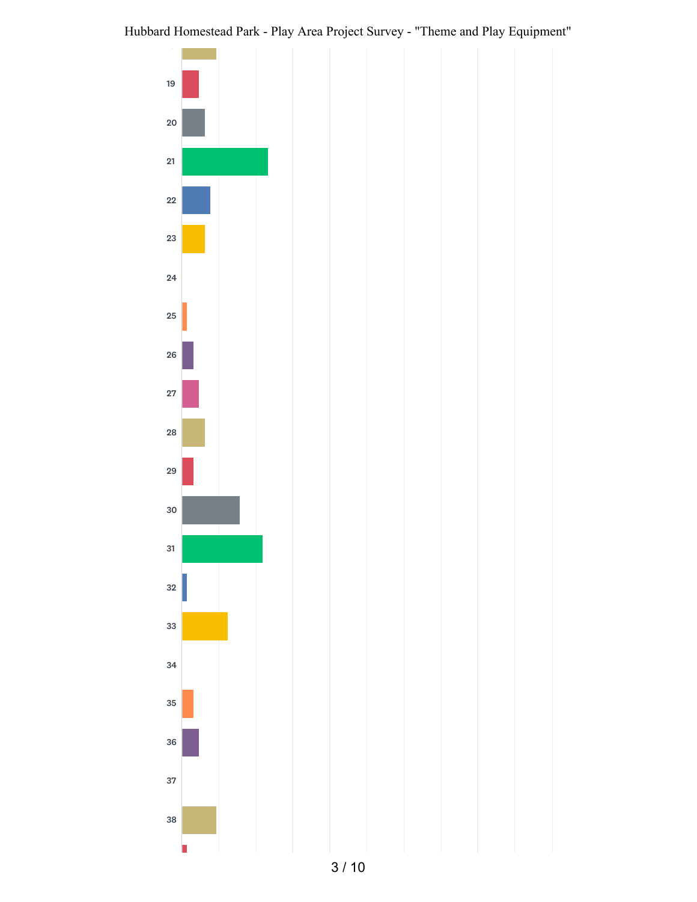19

20

21

22

23

24

25

26

27

28

29

30

31

32

33

34

35

36

37

38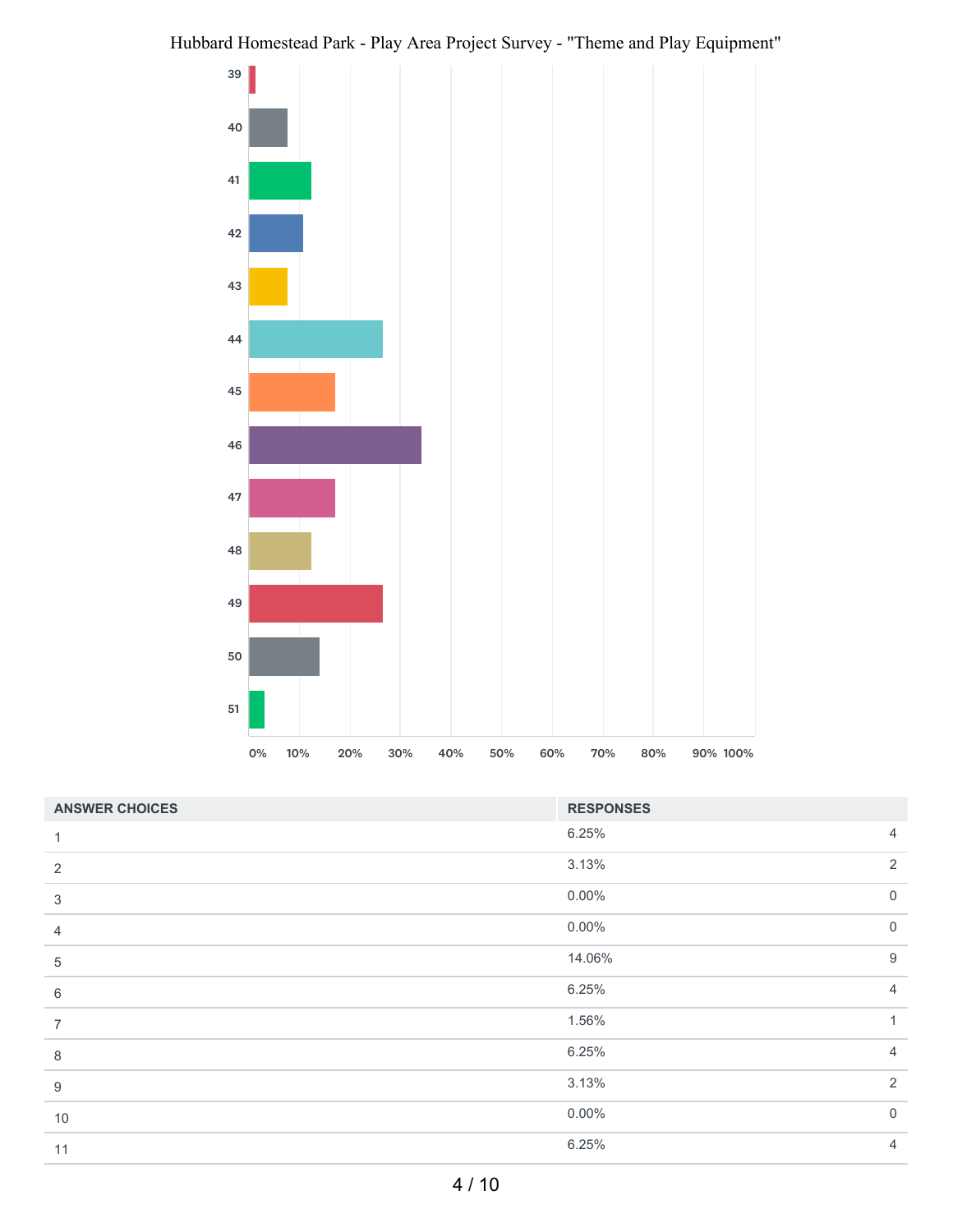Hubbard Homestead Park - Play Area Project Survey - "Theme and Play Equipment"

| Category | Approx. % |
|---|---|
| 39 | 1% |
| 40 | 8% |
| 41 | 12% |
| 42 | 11% |
| 43 | 8% |
| 44 | 27% |
| 45 | 17% |
| 46 | 34% |
| 47 | 17% |
| 48 | 12% |
| 49 | 27% |
| 50 | 14% |
| 51 | 3% |

0% 10% 20% 30% 40% 50% 60% 70% 80% 90% 100%

| ANSWER CHOICES | RESPONSES | |
|---|---|---|
| 1 | 6.25% | 4 |
| 2 | 3.13% | 2 |
| 3 | 0.00% | 0 |
| 4 | 0.00% | 0 |
| 5 | 14.06% | 9 |
| 6 | 6.25% | 4 |
| 7 | 1.56% | 1 |
| 8 | 6.25% | 4 |
| 9 | 3.13% | 2 |
| 10 | 0.00% | 0 |
| 11 | 6.25% | 4 |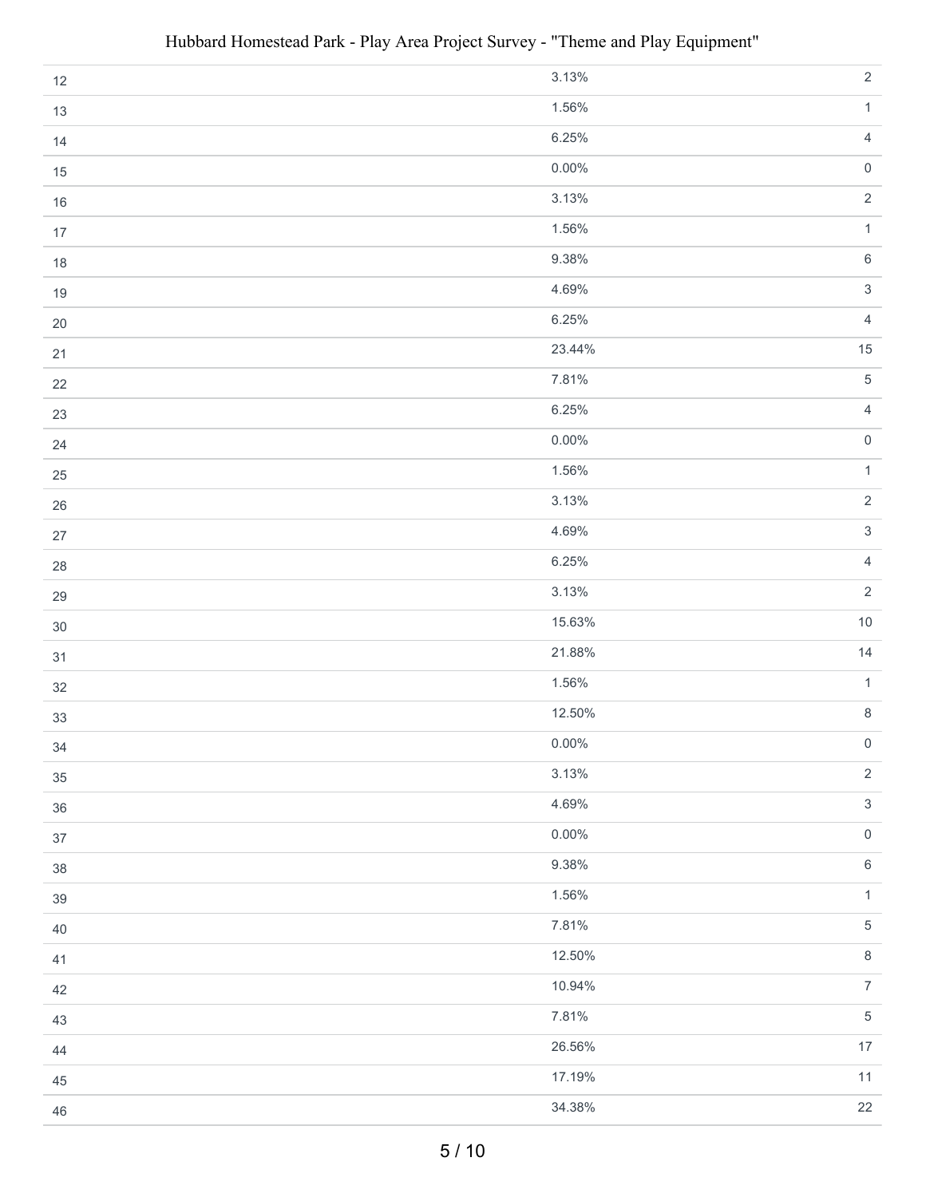| | | |
|---|---|---|
| 12 | 3.13% | 2 |
| 13 | 1.56% | 1 |
| 14 | 6.25% | 4 |
| 15 | 0.00% | 0 |
| 16 | 3.13% | 2 |
| 17 | 1.56% | 1 |
| 18 | 9.38% | 6 |
| 19 | 4.69% | 3 |
| 20 | 6.25% | 4 |
| 21 | 23.44% | 15 |
| 22 | 7.81% | 5 |
| 23 | 6.25% | 4 |
| 24 | 0.00% | 0 |
| 25 | 1.56% | 1 |
| 26 | 3.13% | 2 |
| 27 | 4.69% | 3 |
| 28 | 6.25% | 4 |
| 29 | 3.13% | 2 |
| 30 | 15.63% | 10 |
| 31 | 21.88% | 14 |
| 32 | 1.56% | 1 |
| 33 | 12.50% | 8 |
| 34 | 0.00% | 0 |
| 35 | 3.13% | 2 |
| 36 | 4.69% | 3 |
| 37 | 0.00% | 0 |
| 38 | 9.38% | 6 |
| 39 | 1.56% | 1 |
| 40 | 7.81% | 5 |
| 41 | 12.50% | 8 |
| 42 | 10.94% | 7 |
| 43 | 7.81% | 5 |
| 44 | 26.56% | 17 |
| 45 | 17.19% | 11 |
| 46 | 34.38% | 22 |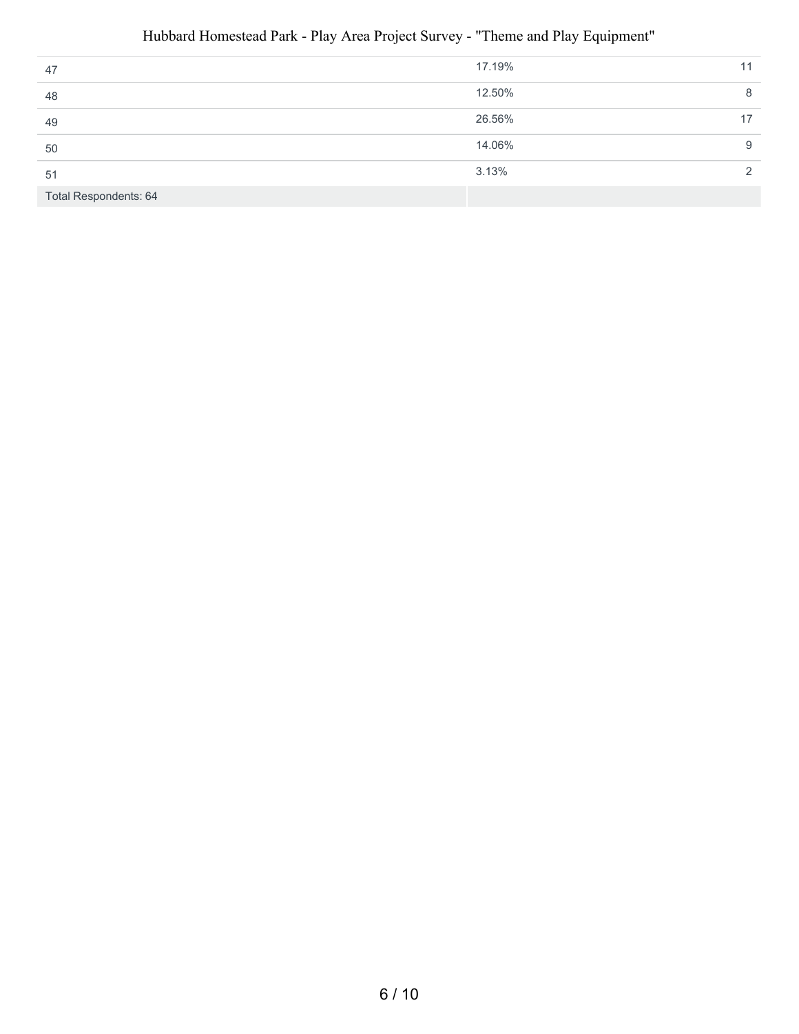| | | |
|---|---|---|
| 47 | 17.19% | 11 |
| 48 | 12.50% | 8 |
| 49 | 26.56% | 17 |
| 50 | 14.06% | 9 |
| 51 | 3.13% | 2 |
| Total Respondents: 64 | | |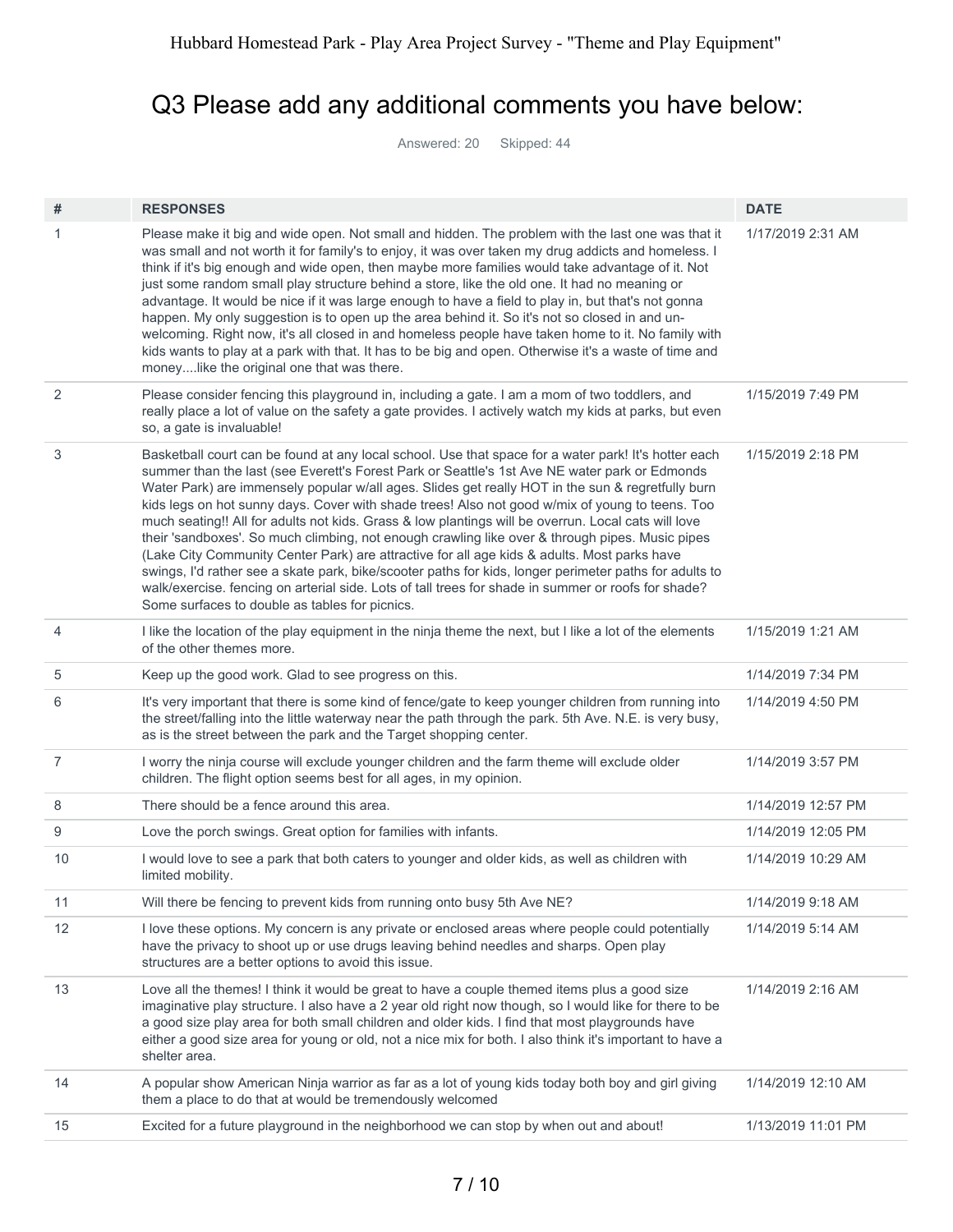# Q3 Please add any additional comments you have below:

Answered: 20 Skipped: 44

| # | RESPONSES | DATE |
|---|---|---|
| 1 | Please make it big and wide open. Not small and hidden. The problem with the last one was that it was small and not worth it for family's to enjoy, it was over taken my drug addicts and homeless. I think if it's big enough and wide open, then maybe more families would take advantage of it. Not just some random small play structure behind a store, like the old one. It had no meaning or advantage. It would be nice if it was large enough to have a field to play in, but that's not gonna happen. My only suggestion is to open up the area behind it. So it's not so closed in and un-welcoming. Right now, it's all closed in and homeless people have taken home to it. No family with kids wants to play at a park with that. It has to be big and open. Otherwise it's a waste of time and money....like the original one that was there. | 1/17/2019 2:31 AM |
| 2 | Please consider fencing this playground in, including a gate. I am a mom of two toddlers, and really place a lot of value on the safety a gate provides. I actively watch my kids at parks, but even so, a gate is invaluable! | 1/15/2019 7:49 PM |
| 3 | Basketball court can be found at any local school. Use that space for a water park! It's hotter each summer than the last (see Everett's Forest Park or Seattle's 1st Ave NE water park or Edmonds Water Park) are immensely popular w/all ages. Slides get really HOT in the sun & regretfully burn kids legs on hot sunny days. Cover with shade trees! Also not good w/mix of young to teens. Too much seating!! All for adults not kids. Grass & low plantings will be overrun. Local cats will love their 'sandboxes'. So much climbing, not enough crawling like over & through pipes. Music pipes (Lake City Community Center Park) are attractive for all age kids & adults. Most parks have swings, I'd rather see a skate park, bike/scooter paths for kids, longer perimeter paths for adults to walk/exercise. fencing on arterial side. Lots of tall trees for shade in summer or roofs for shade? Some surfaces to double as tables for picnics. | 1/15/2019 2:18 PM |
| 4 | I like the location of the play equipment in the ninja theme the next, but I like a lot of the elements of the other themes more. | 1/15/2019 1:21 AM |
| 5 | Keep up the good work. Glad to see progress on this. | 1/14/2019 7:34 PM |
| 6 | It's very important that there is some kind of fence/gate to keep younger children from running into the street/falling into the little waterway near the path through the park. 5th Ave. N.E. is very busy, as is the street between the park and the Target shopping center. | 1/14/2019 4:50 PM |
| 7 | I worry the ninja course will exclude younger children and the farm theme will exclude older children. The flight option seems best for all ages, in my opinion. | 1/14/2019 3:57 PM |
| 8 | There should be a fence around this area. | 1/14/2019 12:57 PM |
| 9 | Love the porch swings. Great option for families with infants. | 1/14/2019 12:05 PM |
| 10 | I would love to see a park that both caters to younger and older kids, as well as children with limited mobility. | 1/14/2019 10:29 AM |
| 11 | Will there be fencing to prevent kids from running onto busy 5th Ave NE? | 1/14/2019 9:18 AM |
| 12 | I love these options. My concern is any private or enclosed areas where people could potentially have the privacy to shoot up or use drugs leaving behind needles and sharps. Open play structures are a better options to avoid this issue. | 1/14/2019 5:14 AM |
| 13 | Love all the themes! I think it would be great to have a couple themed items plus a good size imaginative play structure. I also have a 2 year old right now though, so I would like for there to be a good size play area for both small children and older kids. I find that most playgrounds have either a good size area for young or old, not a nice mix for both. I also think it's important to have a shelter area. | 1/14/2019 2:16 AM |
| 14 | A popular show American Ninja warrior as far as a lot of young kids today both boy and girl giving them a place to do that at would be tremendously welcomed | 1/14/2019 12:10 AM |
| 15 | Excited for a future playground in the neighborhood we can stop by when out and about! | 1/13/2019 11:01 PM |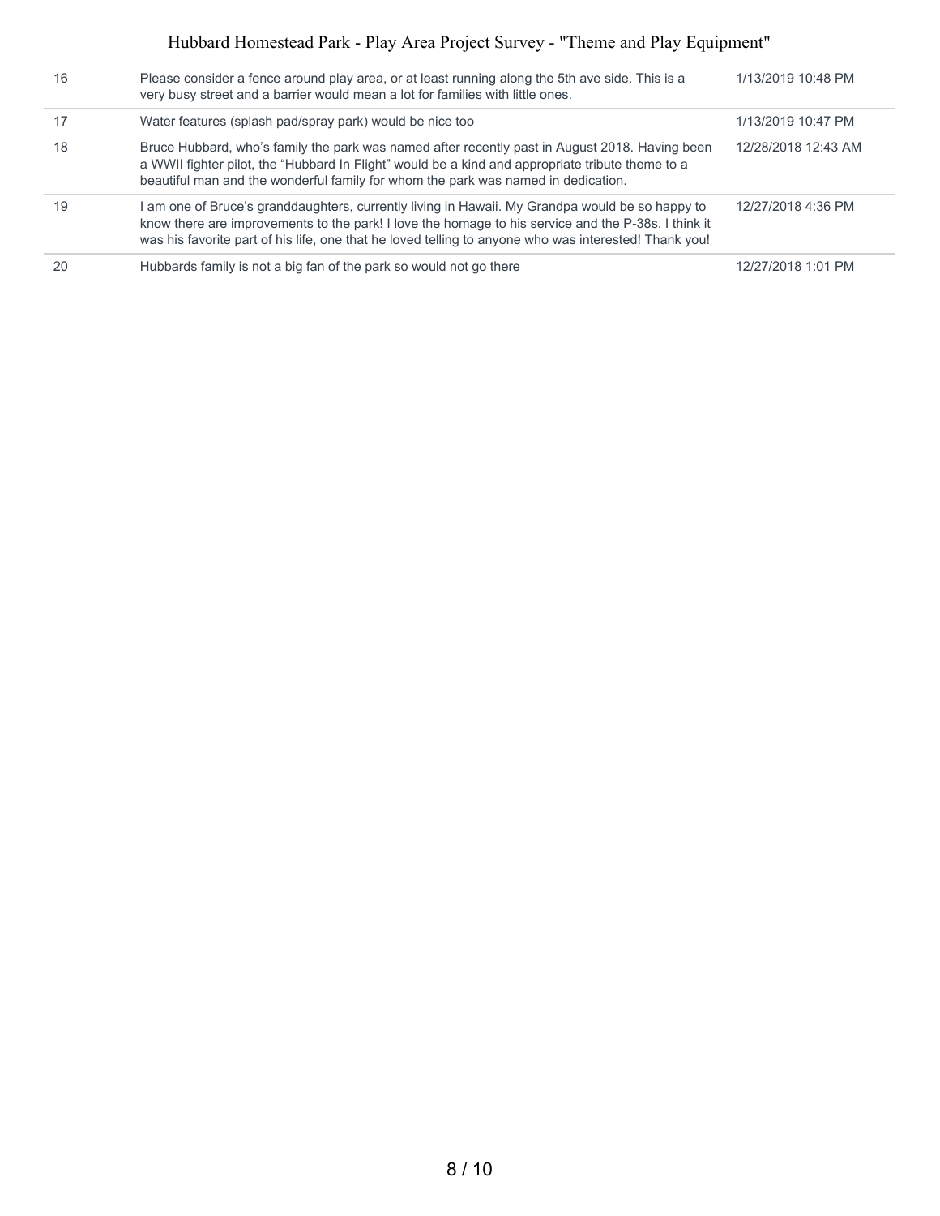| | | |
|---|---|---|
| 16 | Please consider a fence around play area, or at least running along the 5th ave side. This is a very busy street and a barrier would mean a lot for families with little ones. | 1/13/2019 10:48 PM |
| 17 | Water features (splash pad/spray park) would be nice too | 1/13/2019 10:47 PM |
| 18 | Bruce Hubbard, who's family the park was named after recently past in August 2018. Having been a WWII fighter pilot, the "Hubbard In Flight" would be a kind and appropriate tribute theme to a beautiful man and the wonderful family for whom the park was named in dedication. | 12/28/2018 12:43 AM |
| 19 | I am one of Bruce's granddaughters, currently living in Hawaii. My Grandpa would be so happy to know there are improvements to the park! I love the homage to his service and the P-38s. I think it was his favorite part of his life, one that he loved telling to anyone who was interested! Thank you! | 12/27/2018 4:36 PM |
| 20 | Hubbards family is not a big fan of the park so would not go there | 12/27/2018 1:01 PM |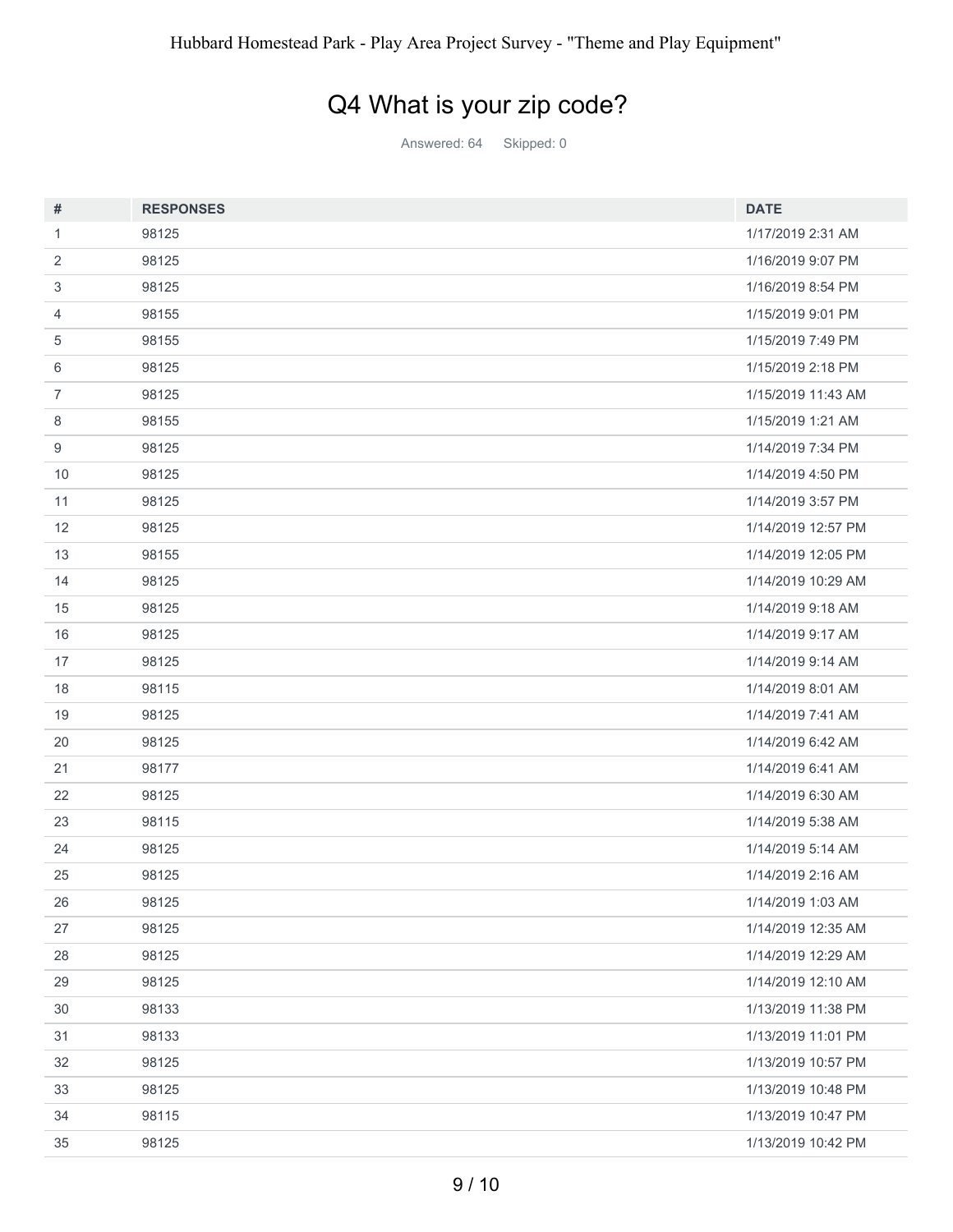# Q4 What is your zip code?

Answered: 64 Skipped: 0

| # | RESPONSES | DATE |
|---|---|---|
| 1 | 98125 | 1/17/2019 2:31 AM |
| 2 | 98125 | 1/16/2019 9:07 PM |
| 3 | 98125 | 1/16/2019 8:54 PM |
| 4 | 98155 | 1/15/2019 9:01 PM |
| 5 | 98155 | 1/15/2019 7:49 PM |
| 6 | 98125 | 1/15/2019 2:18 PM |
| 7 | 98125 | 1/15/2019 11:43 AM |
| 8 | 98155 | 1/15/2019 1:21 AM |
| 9 | 98125 | 1/14/2019 7:34 PM |
| 10 | 98125 | 1/14/2019 4:50 PM |
| 11 | 98125 | 1/14/2019 3:57 PM |
| 12 | 98125 | 1/14/2019 12:57 PM |
| 13 | 98155 | 1/14/2019 12:05 PM |
| 14 | 98125 | 1/14/2019 10:29 AM |
| 15 | 98125 | 1/14/2019 9:18 AM |
| 16 | 98125 | 1/14/2019 9:17 AM |
| 17 | 98125 | 1/14/2019 9:14 AM |
| 18 | 98115 | 1/14/2019 8:01 AM |
| 19 | 98125 | 1/14/2019 7:41 AM |
| 20 | 98125 | 1/14/2019 6:42 AM |
| 21 | 98177 | 1/14/2019 6:41 AM |
| 22 | 98125 | 1/14/2019 6:30 AM |
| 23 | 98115 | 1/14/2019 5:38 AM |
| 24 | 98125 | 1/14/2019 5:14 AM |
| 25 | 98125 | 1/14/2019 2:16 AM |
| 26 | 98125 | 1/14/2019 1:03 AM |
| 27 | 98125 | 1/14/2019 12:35 AM |
| 28 | 98125 | 1/14/2019 12:29 AM |
| 29 | 98125 | 1/14/2019 12:10 AM |
| 30 | 98133 | 1/13/2019 11:38 PM |
| 31 | 98133 | 1/13/2019 11:01 PM |
| 32 | 98125 | 1/13/2019 10:57 PM |
| 33 | 98125 | 1/13/2019 10:48 PM |
| 34 | 98115 | 1/13/2019 10:47 PM |
| 35 | 98125 | 1/13/2019 10:42 PM |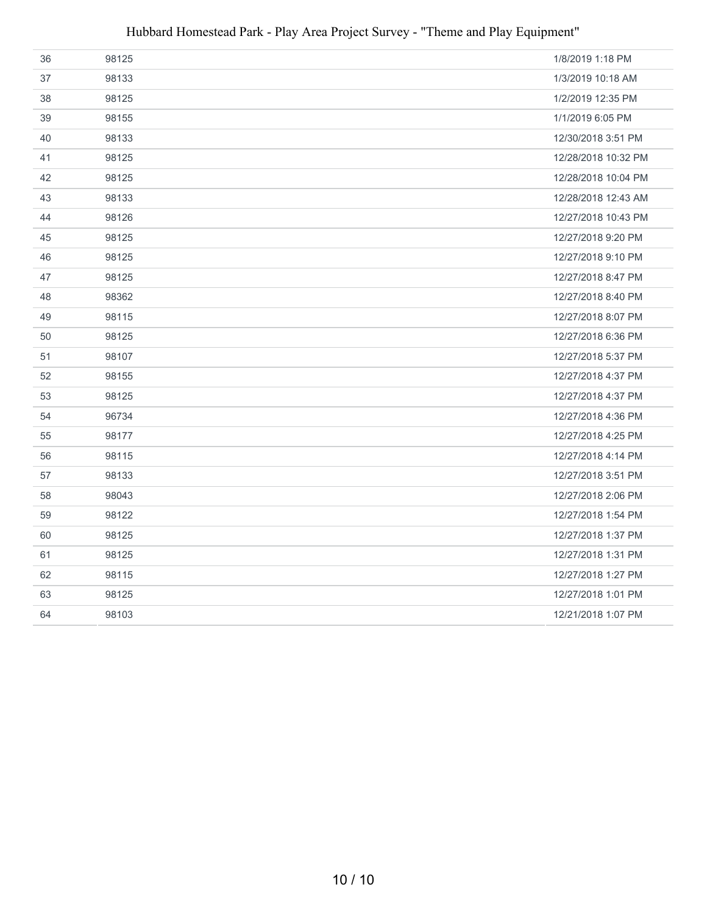| | | |
|---|---|---|
| 36 | 98125 | 1/8/2019 1:18 PM |
| 37 | 98133 | 1/3/2019 10:18 AM |
| 38 | 98125 | 1/2/2019 12:35 PM |
| 39 | 98155 | 1/1/2019 6:05 PM |
| 40 | 98133 | 12/30/2018 3:51 PM |
| 41 | 98125 | 12/28/2018 10:32 PM |
| 42 | 98125 | 12/28/2018 10:04 PM |
| 43 | 98133 | 12/28/2018 12:43 AM |
| 44 | 98126 | 12/27/2018 10:43 PM |
| 45 | 98125 | 12/27/2018 9:20 PM |
| 46 | 98125 | 12/27/2018 9:10 PM |
| 47 | 98125 | 12/27/2018 8:47 PM |
| 48 | 98362 | 12/27/2018 8:40 PM |
| 49 | 98115 | 12/27/2018 8:07 PM |
| 50 | 98125 | 12/27/2018 6:36 PM |
| 51 | 98107 | 12/27/2018 5:37 PM |
| 52 | 98155 | 12/27/2018 4:37 PM |
| 53 | 98125 | 12/27/2018 4:37 PM |
| 54 | 96734 | 12/27/2018 4:36 PM |
| 55 | 98177 | 12/27/2018 4:25 PM |
| 56 | 98115 | 12/27/2018 4:14 PM |
| 57 | 98133 | 12/27/2018 3:51 PM |
| 58 | 98043 | 12/27/2018 2:06 PM |
| 59 | 98122 | 12/27/2018 1:54 PM |
| 60 | 98125 | 12/27/2018 1:37 PM |
| 61 | 98125 | 12/27/2018 1:31 PM |
| 62 | 98115 | 12/27/2018 1:27 PM |
| 63 | 98125 | 12/27/2018 1:01 PM |
| 64 | 98103 | 12/21/2018 1:07 PM |